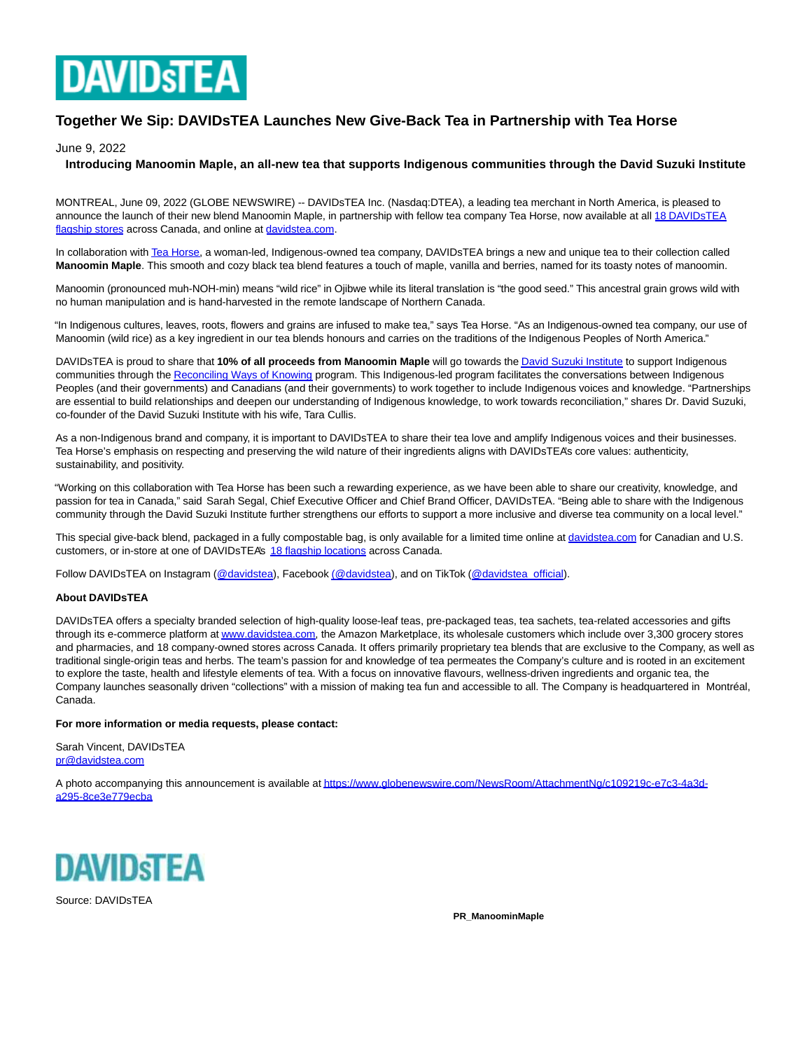# Together We Sip: DAVIDsTEA Launches New Give-Back Tea in Partnership with Tea Horse

June 9, 2022

**Introducing Manoomin Maple, an all-new tea that supports Indigenous communities through the David Suzuki Institute**

MONTREAL, June 09, 2022 (GLOBE NEWSWIRE) -- DAVIDsTEA Inc. (Nasdaq:DTEA), a leading tea merchant in North America, is pleased to announce the launch of their new blend Manoomin Maple, in partnership with fellow tea company Tea Horse, now available at all 18 DAVIDsTEA flagship stores across Canada, and online at davidstea.com.

In collaboration with Tea Horse, a woman-led, Indigenous-owned tea company, DAVIDsTEA brings a new and unique tea to their collection called **Manoomin Maple**. This smooth and cozy black tea blend features a touch of maple, vanilla and berries, named for its toasty notes of manoomin.

Manoomin (pronounced muh-NOH-min) means "wild rice" in Ojibwe while its literal translation is "the good seed." This ancestral grain grows wild with no human manipulation and is hand-harvested in the remote landscape of Northern Canada.

"In Indigenous cultures, leaves, roots, flowers and grains are infused to make tea," says Tea Horse. "As an Indigenous-owned tea company, our use of Manoomin (wild rice) as a key ingredient in our tea blends honours and carries on the traditions of the Indigenous Peoples of North America."

DAVIDsTEA is proud to share that **10% of all proceeds from Manoomin Maple** will go towards the David Suzuki Institute to support Indigenous communities through the Reconciling Ways of Knowing program. This Indigenous-led program facilitates the conversations between Indigenous Peoples (and their governments) and Canadians (and their governments) to work together to include Indigenous voices and knowledge. "Partnerships are essential to build relationships and deepen our understanding of Indigenous knowledge, to work towards reconciliation," shares Dr. David Suzuki, co-founder of the David Suzuki Institute with his wife, Tara Cullis.

As a non-Indigenous brand and company, it is important to DAVIDsTEA to share their tea love and amplify Indigenous voices and their businesses. Tea Horse's emphasis on respecting and preserving the wild nature of their ingredients aligns with DAVIDsTEA's core values: authenticity, sustainability, and positivity.

"Working on this collaboration with Tea Horse has been such a rewarding experience, as we have been able to share our creativity, knowledge, and passion for tea in Canada," said Sarah Segal, Chief Executive Officer and Chief Brand Officer, DAVIDsTEA. "Being able to share with the Indigenous community through the David Suzuki Institute further strengthens our efforts to support a more inclusive and diverse tea community on a local level."

This special give-back blend, packaged in a fully compostable bag, is only available for a limited time online at davidstea.com for Canadian and U.S. customers, or in-store at one of DAVIDsTEA's 18 flagship locations across Canada.

Follow DAVIDsTEA on Instagram (@davidstea), Facebook (@davidstea), and on TikTok (@davidstea_official).

**About DAVIDsTEA**

DAVIDsTEA offers a specialty branded selection of high-quality loose-leaf teas, pre-packaged teas, tea sachets, tea-related accessories and gifts through its e-commerce platform at www.davidstea.com, the Amazon Marketplace, its wholesale customers which include over 3,300 grocery stores and pharmacies, and 18 company-owned stores across Canada. It offers primarily proprietary tea blends that are exclusive to the Company, as well as traditional single-origin teas and herbs. The team's passion for and knowledge of tea permeates the Company's culture and is rooted in an excitement to explore the taste, health and lifestyle elements of tea. With a focus on innovative flavours, wellness-driven ingredients and organic tea, the Company launches seasonally driven "collections" with a mission of making tea fun and accessible to all. The Company is headquartered in Montréal, Canada.

**For more information or media requests, please contact:**

Sarah Vincent, DAVIDsTEA
pr@davidstea.com

A photo accompanying this announcement is available at https://www.globenewswire.com/NewsRoom/AttachmentNg/c109219c-e7c3-4a3d-a295-8ce3e779ecba

Source: DAVIDsTEA

**PR_ManoominMaple**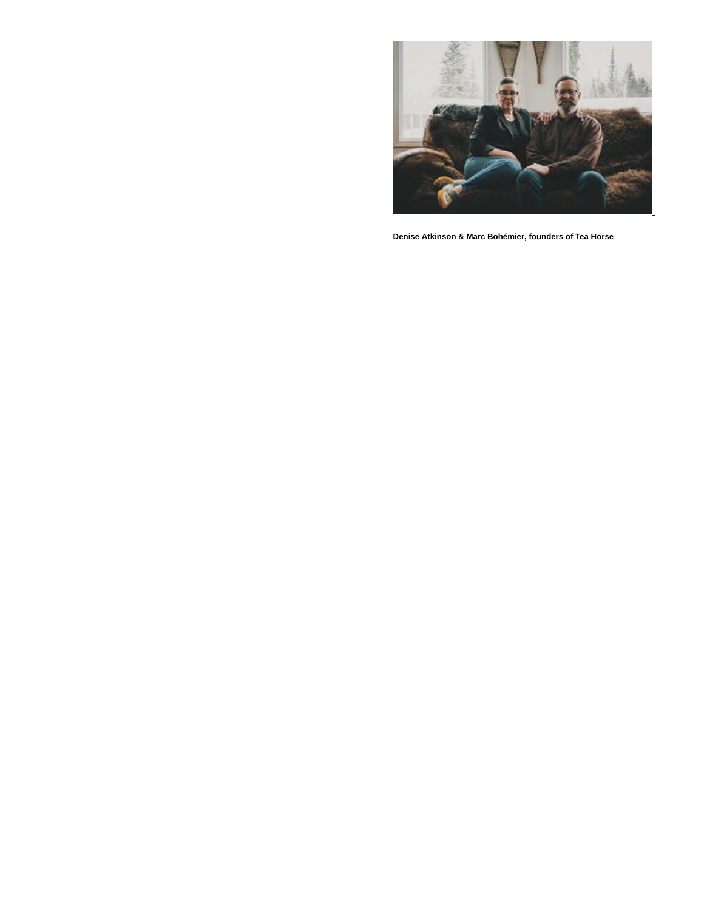**Denise Atkinson & Marc Bohémier, founders of Tea Horse**